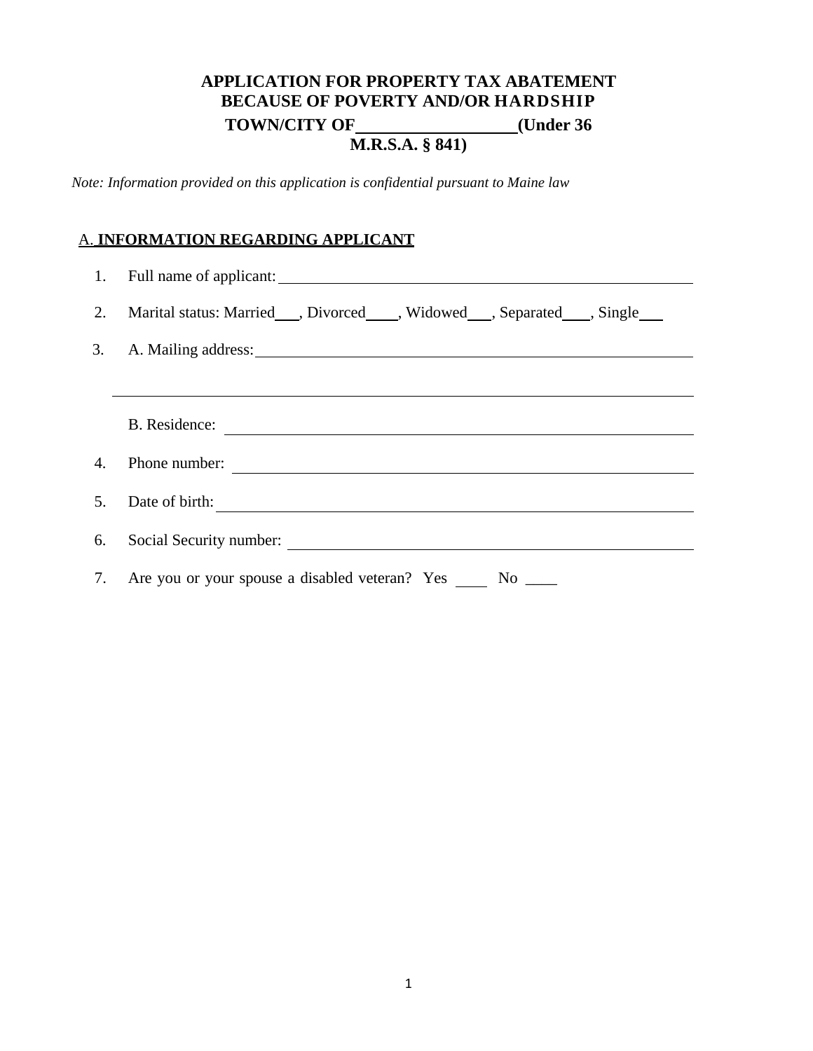# APPLICATION FOR PROPERTY TAX ABATEMENT BECAUSE OF POVERTY AND/OR HARDSHIP

## TOWN/CITY OF__________________(Under 36 M.R.S.A. § 841)

*Note: Information provided on this application is confidential pursuant to Maine law*

### A. INFORMATION REGARDING APPLICANT

1. Full name of applicant: ______________________________________________

2. Marital status: Married___, Divorced____, Widowed___, Separated____, Single___

3. A. Mailing address: ______________________________________________

   ______________________________________________________________

   B. Residence: ______________________________________________

4. Phone number: ______________________________________________

5. Date of birth: ______________________________________________

6. Social Security number: ______________________________________________

7. Are you or your spouse a disabled veteran? Yes ____ No ____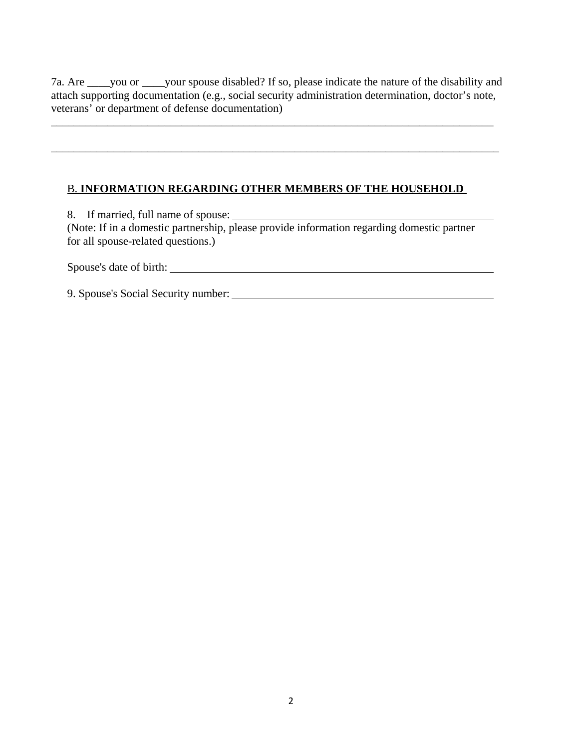7a. Are ____you or ____your spouse disabled? If so, please indicate the nature of the disability and attach supporting documentation (e.g., social security administration determination, doctor’s note, veterans’ or department of defense documentation)

______________________________________________________________________________

______________________________________________________________________________

## B. **INFORMATION REGARDING OTHER MEMBERS OF THE HOUSEHOLD**

8. If married, full name of spouse: ____________________________________________
(Note: If in a domestic partnership, please provide information regarding domestic partner for all spouse-related questions.)

Spouse's date of birth: _______________________________________________________

9. Spouse's Social Security number: ___________________________________________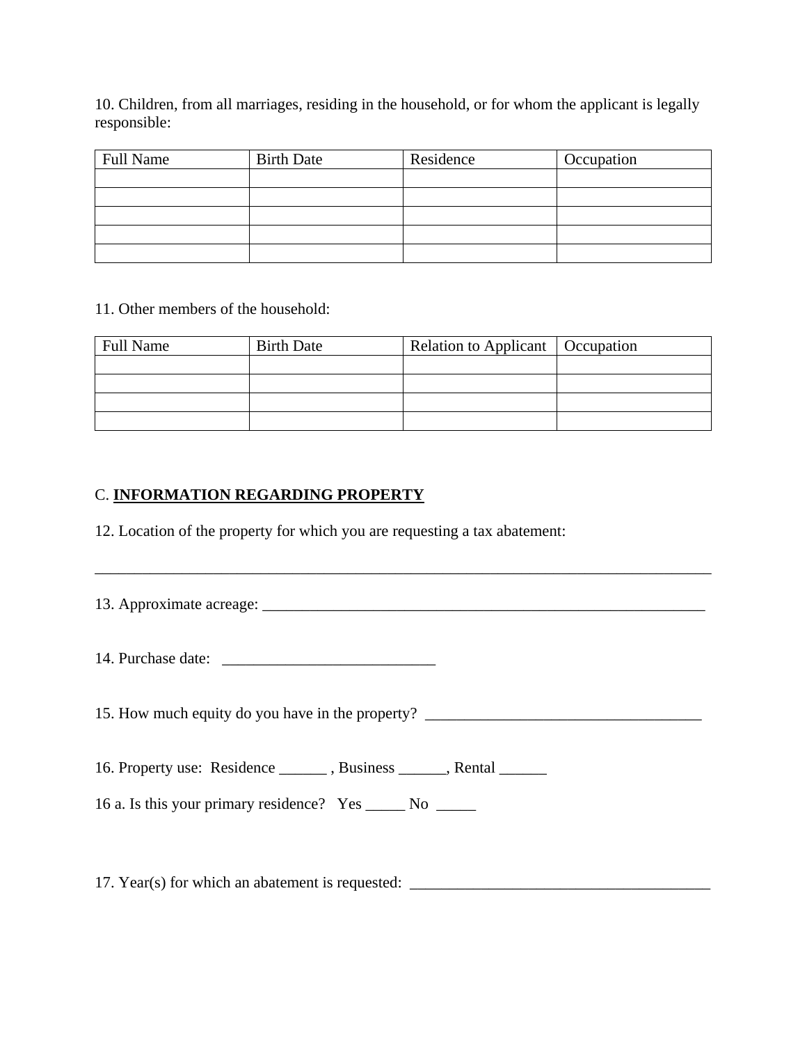10. Children, from all marriages, residing in the household, or for whom the applicant is legally responsible:

| Full Name | Birth Date | Residence | Occupation |
|---|---|---|---|
| | | | |
| | | | |
| | | | |
| | | | |
| | | | |

11. Other members of the household:

| Full Name | Birth Date | Relation to Applicant | Occupation |
|---|---|---|---|
| | | | |
| | | | |
| | | | |
| | | | |

C. **INFORMATION REGARDING PROPERTY**

12. Location of the property for which you are requesting a tax abatement:

_________________________________________________________________________________

13. Approximate acreage: __________________________________________________________

14. Purchase date: ___________________________

15. How much equity do you have in the property? ___________________________________

16. Property use: Residence ______ , Business ______, Rental ______

16 a. Is this your primary residence? Yes _____ No _____

17. Year(s) for which an abatement is requested: _______________________________________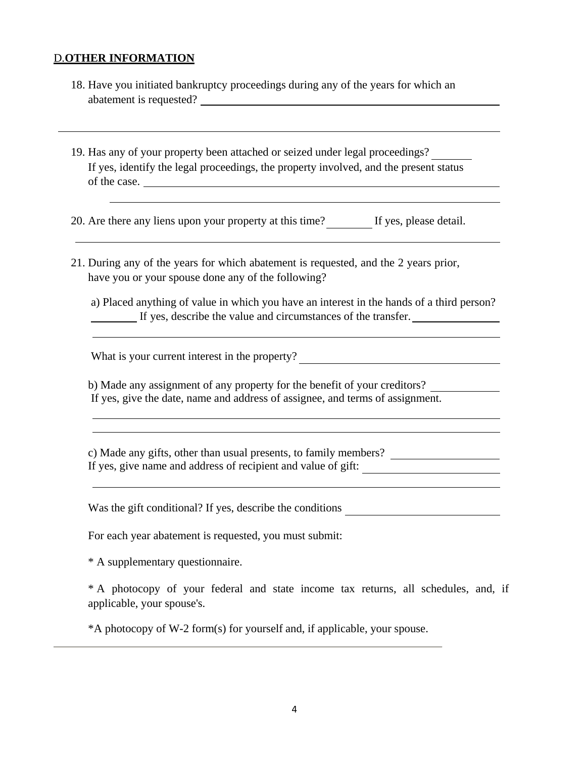## D. OTHER INFORMATION

18. Have you initiated bankruptcy proceedings during any of the years for which an abatement is requested? ______________________________

______________________________________________________________

19. Has any of your property been attached or seized under legal proceedings? ________
    If yes, identify the legal proceedings, the property involved, and the present status of the case. ______________________________

    ______________________________________________________________

20. Are there any liens upon your property at this time? ________ If yes, please detail.

    ______________________________________________________________

21. During any of the years for which abatement is requested, and the 2 years prior, have you or your spouse done any of the following?

    a) Placed anything of value in which you have an interest in the hands of a third person? ________ If yes, describe the value and circumstances of the transfer. ____________

    ______________________________________________________________

    What is your current interest in the property? ______________________________

    b) Made any assignment of any property for the benefit of your creditors? ____________
    If yes, give the date, name and address of assignee, and terms of assignment.

    ______________________________________________________________

    ______________________________________________________________

    c) Made any gifts, other than usual presents, to family members? ________________
    If yes, give name and address of recipient and value of gift: ____________________

    ______________________________________________________________

    Was the gift conditional? If yes, describe the conditions ______________________

    For each year abatement is requested, you must submit:

    * A supplementary questionnaire.

    * A photocopy of your federal and state income tax returns, all schedules, and, if applicable, your spouse's.

    *A photocopy of W-2 form(s) for yourself and, if applicable, your spouse.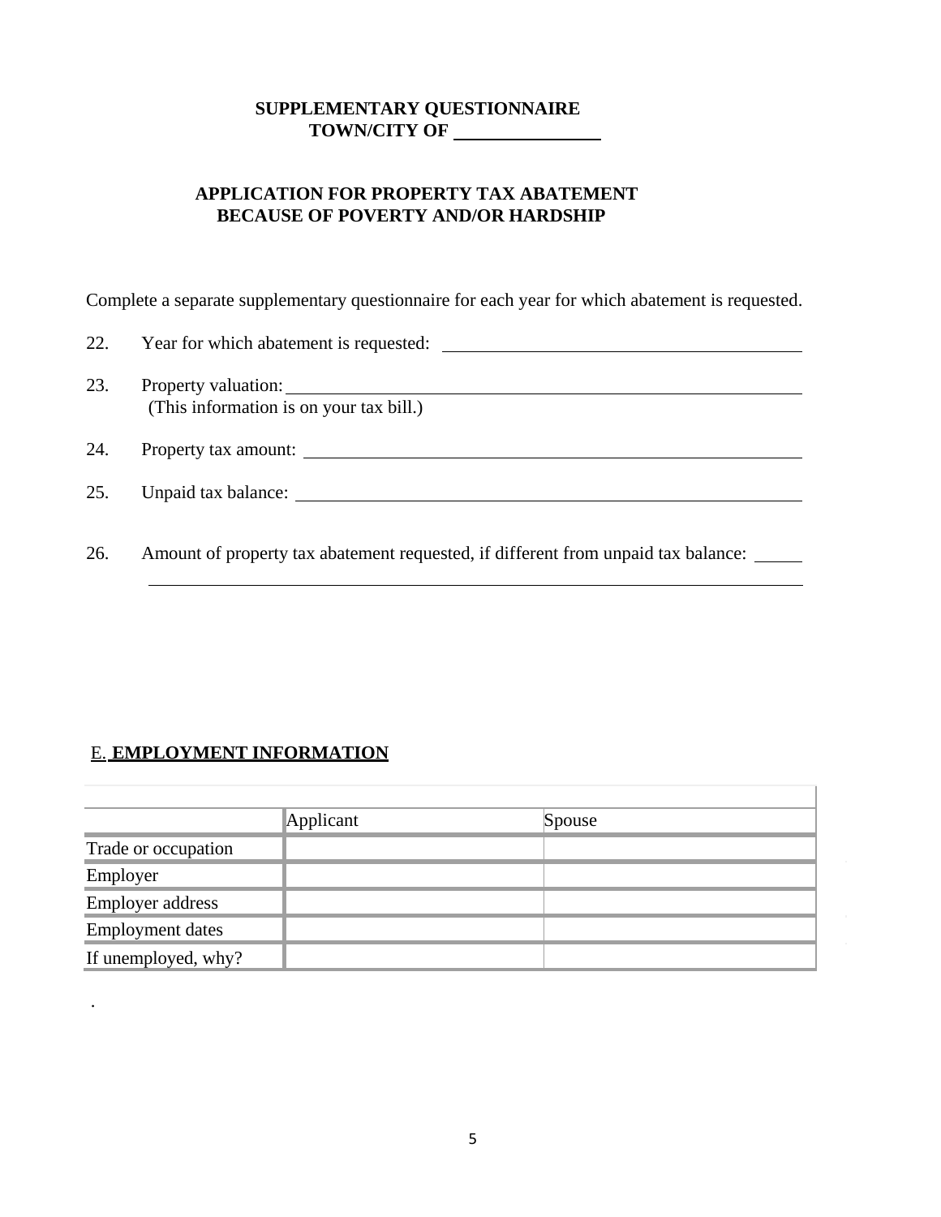**SUPPLEMENTARY QUESTIONNAIRE**
**TOWN/CITY OF ______________**

**APPLICATION FOR PROPERTY TAX ABATEMENT**
**BECAUSE OF POVERTY AND/OR HARDSHIP**

Complete a separate supplementary questionnaire for each year for which abatement is requested.

22. Year for which abatement is requested: ______________________________

23. Property valuation: ______________________________
    (This information is on your tax bill.)

24. Property tax amount: ______________________________

25. Unpaid tax balance: ______________________________

26. Amount of property tax abatement requested, if different from unpaid tax balance: _____
    ______________________________

## E. EMPLOYMENT INFORMATION

| | Applicant | Spouse |
|---|---|---|
| Trade or occupation | | |
| Employer | | |
| Employer address | | |
| Employment dates | | |
| If unemployed, why? | | |

.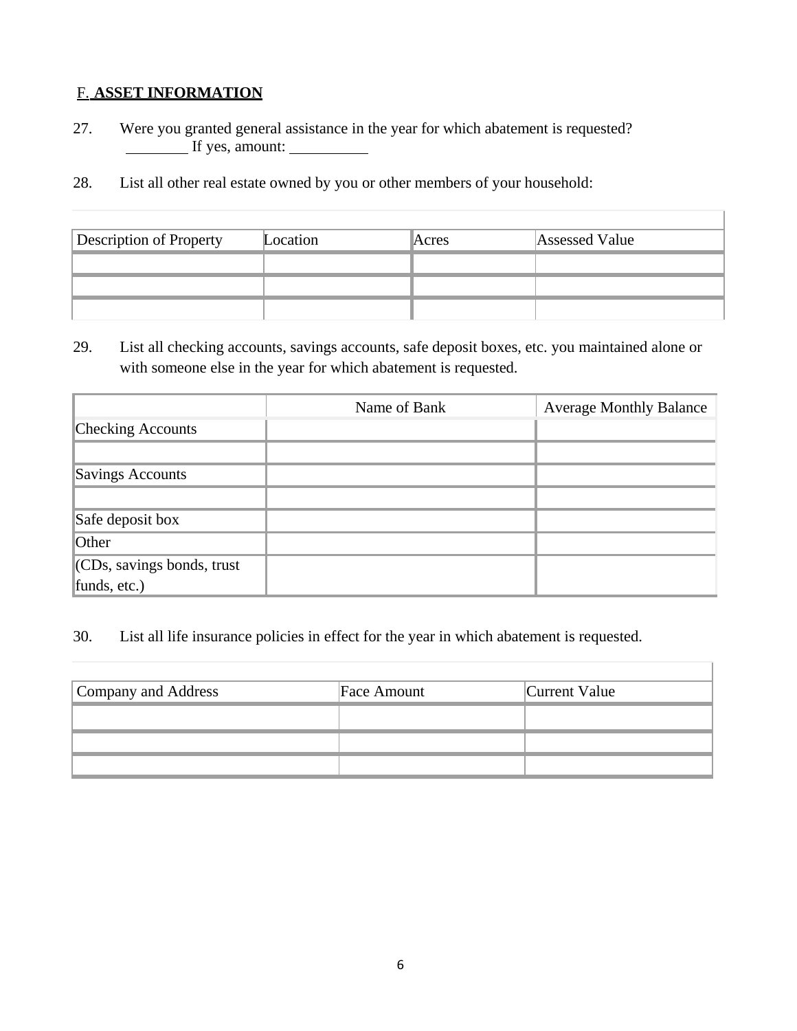## F. ASSET INFORMATION

27. Were you granted general assistance in the year for which abatement is requested? ________ If yes, amount: __________

28. List all other real estate owned by you or other members of your household:

| Description of Property | Location | Acres | Assessed Value |
|---|---|---|---|
| | | | |
| | | | |
| | | | |

29. List all checking accounts, savings accounts, safe deposit boxes, etc. you maintained alone or with someone else in the year for which abatement is requested.

| | Name of Bank | Average Monthly Balance |
|---|---|---|
| Checking Accounts | | |
| | | |
| Savings Accounts | | |
| | | |
| Safe deposit box | | |
| Other | | |
| (CDs, savings bonds, trust funds, etc.) | | |

30. List all life insurance policies in effect for the year in which abatement is requested.

| Company and Address | Face Amount | Current Value |
|---|---|---|
| | | |
| | | |
| | | |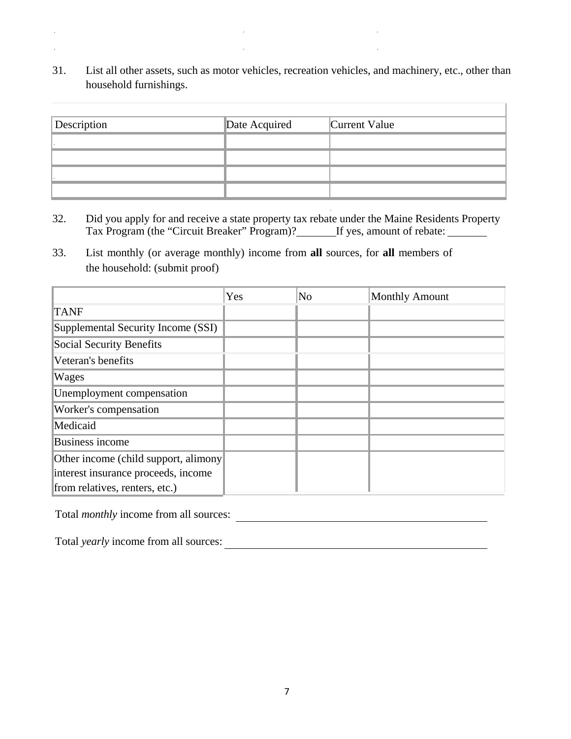31. List all other assets, such as motor vehicles, recreation vehicles, and machinery, etc., other than household furnishings.

| Description | Date Acquired | Current Value |
|---|---|---|
| | | |
| | | |
| | | |
| | | |

32. Did you apply for and receive a state property tax rebate under the Maine Residents Property Tax Program (the "Circuit Breaker" Program)?_______ If yes, amount of rebate: _______

33. List monthly (or average monthly) income from **all** sources, for **all** members of the household: (submit proof)

| | Yes | No | Monthly Amount |
|---|---|---|---|
| TANF | | | |
| Supplemental Security Income (SSI) | | | |
| Social Security Benefits | | | |
| Veteran's benefits | | | |
| Wages | | | |
| Unemployment compensation | | | |
| Worker's compensation | | | |
| Medicaid | | | |
| Business income | | | |
| Other income (child support, alimony interest insurance proceeds, income from relatives, renters, etc.) | | | |

Total *monthly* income from all sources: ____________________________________

Total *yearly* income from all sources: ____________________________________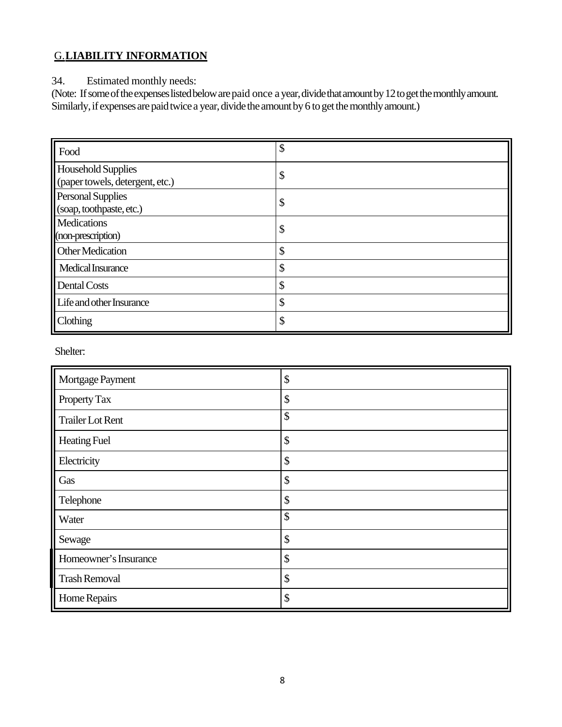## G.LIABILITY INFORMATION

34. Estimated monthly needs:

(Note: If some of the expenses listed below are paid once a year, divide that amount by 12 to get the monthly amount. Similarly, if expenses are paid twice a year, divide the amount by 6 to get the monthly amount.)

| | |
|---|---|
| Food | $ |
| Household Supplies (paper towels, detergent, etc.) | $ |
| Personal Supplies (soap, toothpaste, etc.) | $ |
| Medications (non-prescription) | $ |
| Other Medication | $ |
| Medical Insurance | $ |
| Dental Costs | $ |
| Life and other Insurance | $ |
| Clothing | $ |

Shelter:

| | |
|---|---|
| Mortgage Payment | $ |
| Property Tax | $ |
| Trailer Lot Rent | $ |
| Heating Fuel | $ |
| Electricity | $ |
| Gas | $ |
| Telephone | $ |
| Water | $ |
| Sewage | $ |
| Homeowner's Insurance | $ |
| Trash Removal | $ |
| Home Repairs | $ |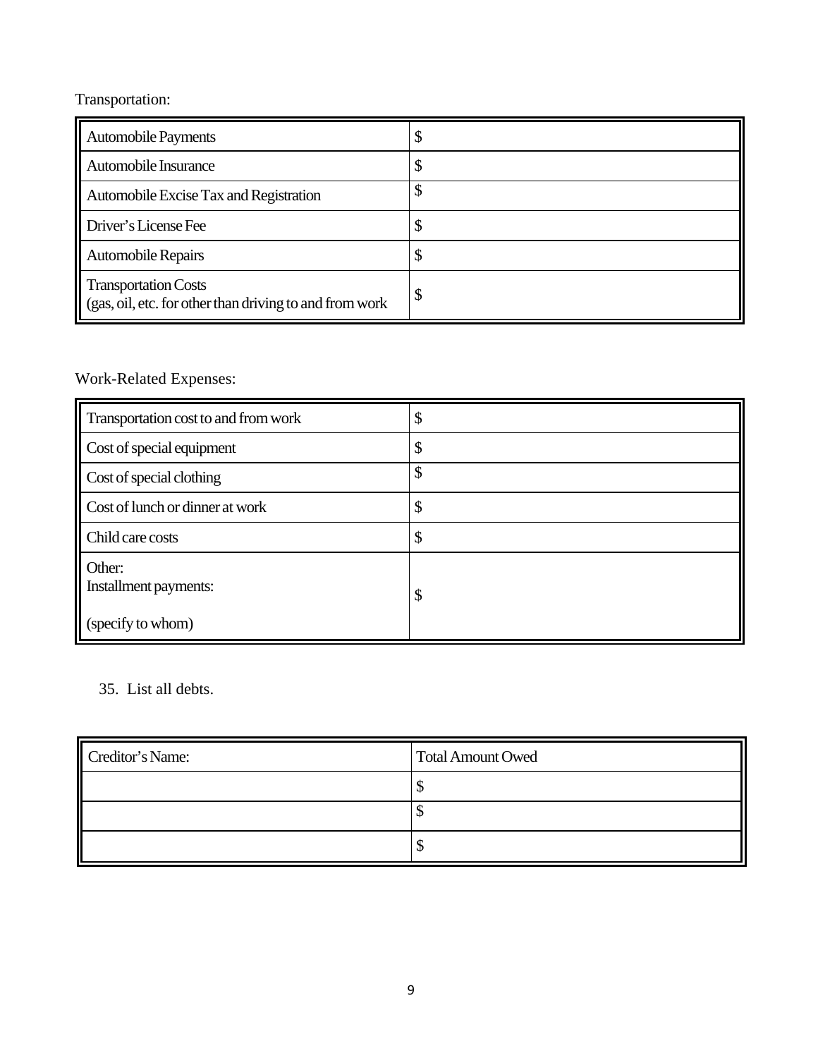Transportation:

| | |
|---|---|
| Automobile Payments | $ |
| Automobile Insurance | $ |
| Automobile Excise Tax and Registration | $ |
| Driver's License Fee | $ |
| Automobile Repairs | $ |
| Transportation Costs (gas, oil, etc. for other than driving to and from work | $ |

Work-Related Expenses:

| | |
|---|---|
| Transportation cost to and from work | $ |
| Cost of special equipment | $ |
| Cost of special clothing | $ |
| Cost of lunch or dinner at work | $ |
| Child care costs | $ |
| Other: Installment payments: (specify to whom) | $ |

35. List all debts.

| Creditor's Name: | Total Amount Owed |
|---|---|
| | $ |
| | $ |
| | $ |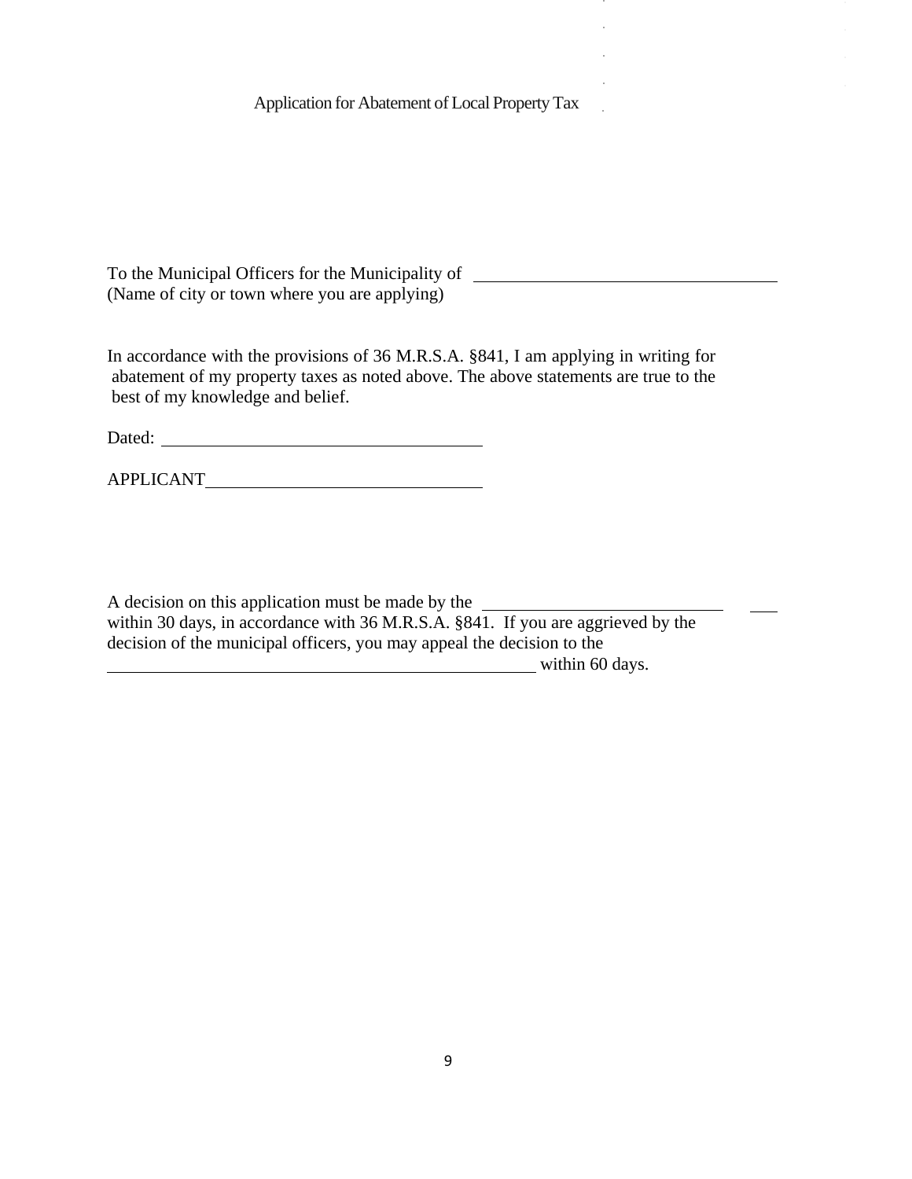# Application for Abatement of Local Property Tax

To the Municipal Officers for the Municipality of \_\_\_\_\_\_\_\_\_\_\_\_\_\_\_\_\_\_\_\_\_\_\_\_\_\_\_\_\_\_\_\_\_\_
(Name of city or town where you are applying)

In accordance with the provisions of 36 M.R.S.A. §841, I am applying in writing for abatement of my property taxes as noted above. The above statements are true to the best of my knowledge and belief.

Dated: \_\_\_\_\_\_\_\_\_\_\_\_\_\_\_\_\_\_\_\_\_\_\_\_\_\_\_\_\_\_\_\_\_\_\_\_

APPLICANT\_\_\_\_\_\_\_\_\_\_\_\_\_\_\_\_\_\_\_\_\_\_\_\_\_\_\_\_\_\_\_

A decision on this application must be made by the \_\_\_\_\_\_\_\_\_\_\_\_\_\_\_\_\_\_\_\_\_\_\_\_\_\_\_\_ \_\_\_
within 30 days, in accordance with 36 M.R.S.A. §841. If you are aggrieved by the decision of the municipal officers, you may appeal the decision to the
\_\_\_\_\_\_\_\_\_\_\_\_\_\_\_\_\_\_\_\_\_\_\_\_\_\_\_\_\_\_\_\_\_\_\_\_\_\_\_\_\_\_\_\_\_\_\_\_\_ within 60 days.